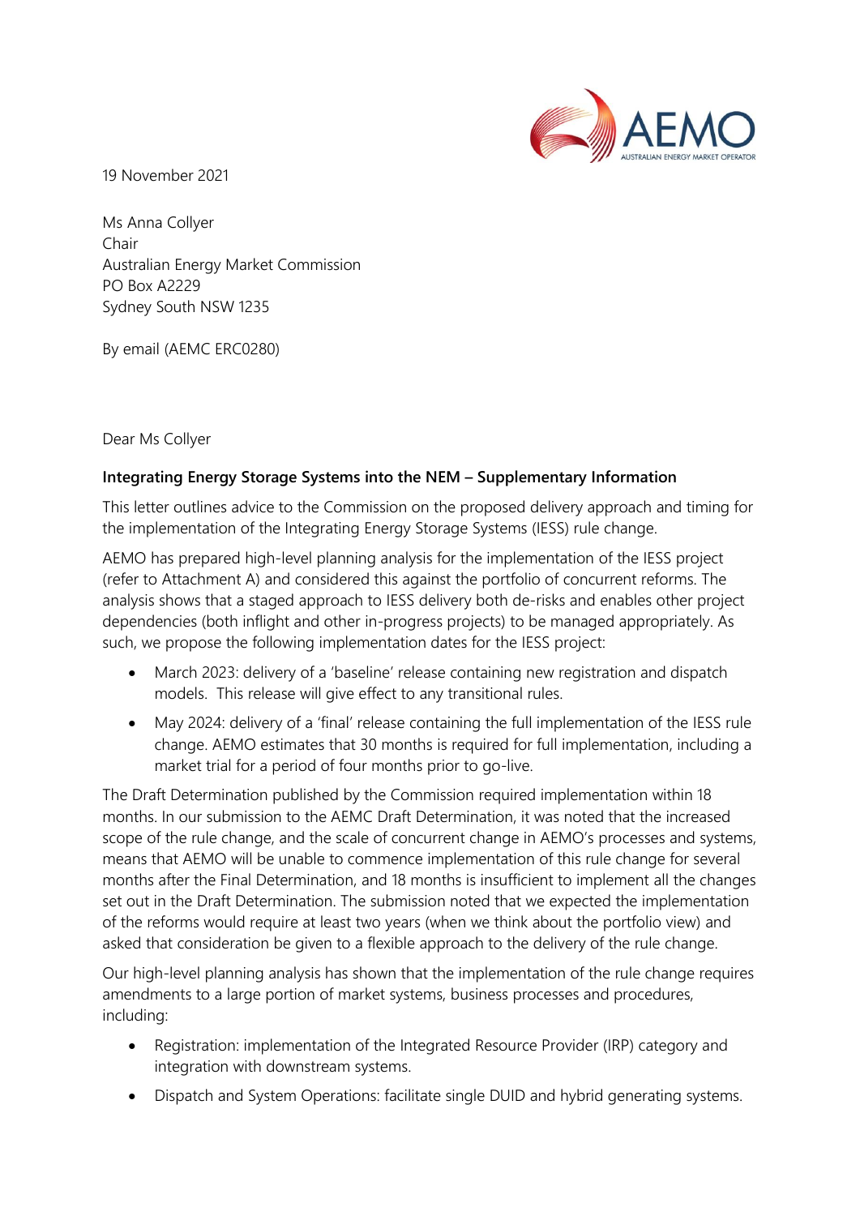19 November 2021

Ms Anna Collyer
Chair
Australian Energy Market Commission
PO Box A2229
Sydney South NSW 1235

By email (AEMC ERC0280)

Dear Ms Collyer

**Integrating Energy Storage Systems into the NEM – Supplementary Information**

This letter outlines advice to the Commission on the proposed delivery approach and timing for the implementation of the Integrating Energy Storage Systems (IESS) rule change.

AEMO has prepared high-level planning analysis for the implementation of the IESS project (refer to Attachment A) and considered this against the portfolio of concurrent reforms. The analysis shows that a staged approach to IESS delivery both de-risks and enables other project dependencies (both inflight and other in-progress projects) to be managed appropriately. As such, we propose the following implementation dates for the IESS project:

- March 2023: delivery of a 'baseline' release containing new registration and dispatch models. This release will give effect to any transitional rules.
- May 2024: delivery of a 'final' release containing the full implementation of the IESS rule change. AEMO estimates that 30 months is required for full implementation, including a market trial for a period of four months prior to go-live.

The Draft Determination published by the Commission required implementation within 18 months. In our submission to the AEMC Draft Determination, it was noted that the increased scope of the rule change, and the scale of concurrent change in AEMO's processes and systems, means that AEMO will be unable to commence implementation of this rule change for several months after the Final Determination, and 18 months is insufficient to implement all the changes set out in the Draft Determination. The submission noted that we expected the implementation of the reforms would require at least two years (when we think about the portfolio view) and asked that consideration be given to a flexible approach to the delivery of the rule change.

Our high-level planning analysis has shown that the implementation of the rule change requires amendments to a large portion of market systems, business processes and procedures, including:

- Registration: implementation of the Integrated Resource Provider (IRP) category and integration with downstream systems.
- Dispatch and System Operations: facilitate single DUID and hybrid generating systems.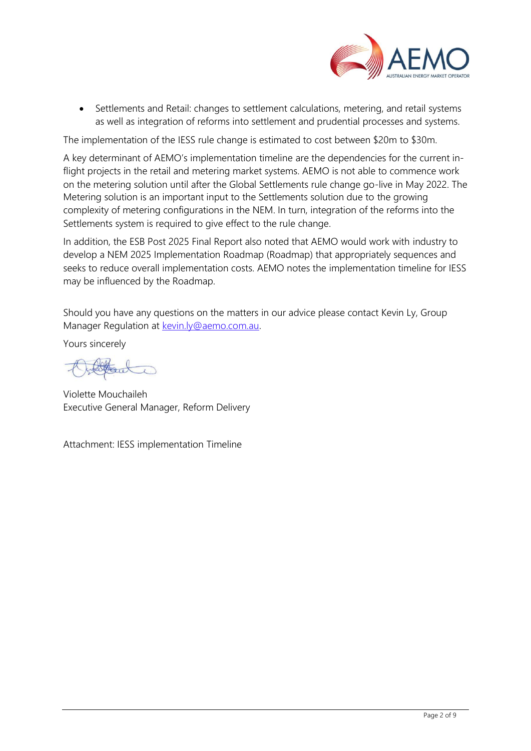- Settlements and Retail: changes to settlement calculations, metering, and retail systems as well as integration of reforms into settlement and prudential processes and systems.

The implementation of the IESS rule change is estimated to cost between $20m to $30m.

A key determinant of AEMO's implementation timeline are the dependencies for the current in-flight projects in the retail and metering market systems. AEMO is not able to commence work on the metering solution until after the Global Settlements rule change go-live in May 2022. The Metering solution is an important input to the Settlements solution due to the growing complexity of metering configurations in the NEM. In turn, integration of the reforms into the Settlements system is required to give effect to the rule change.

In addition, the ESB Post 2025 Final Report also noted that AEMO would work with industry to develop a NEM 2025 Implementation Roadmap (Roadmap) that appropriately sequences and seeks to reduce overall implementation costs. AEMO notes the implementation timeline for IESS may be influenced by the Roadmap.

Should you have any questions on the matters in our advice please contact Kevin Ly, Group Manager Regulation at kevin.ly@aemo.com.au.

Yours sincerely

Violette Mouchaileh
Executive General Manager, Reform Delivery

Attachment: IESS implementation Timeline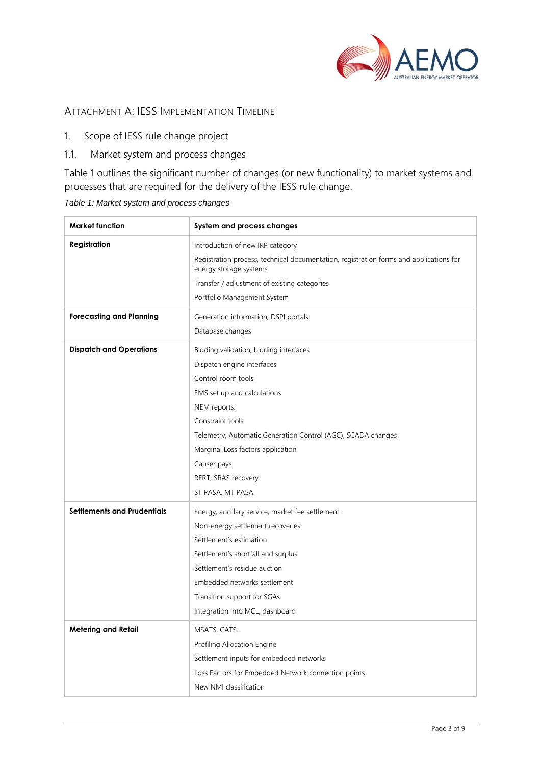# Attachment A: IESS Implementation Timeline

## 1. Scope of IESS rule change project

### 1.1. Market system and process changes

Table 1 outlines the significant number of changes (or new functionality) to market systems and processes that are required for the delivery of the IESS rule change.

*Table 1: Market system and process changes*

| Market function | System and process changes |
|---|---|
| **Registration** | Introduction of new IRP category<br>Registration process, technical documentation, registration forms and applications for energy storage systems<br>Transfer / adjustment of existing categories<br>Portfolio Management System |
| **Forecasting and Planning** | Generation information, DSPI portals<br>Database changes |
| **Dispatch and Operations** | Bidding validation, bidding interfaces<br>Dispatch engine interfaces<br>Control room tools<br>EMS set up and calculations<br>NEM reports.<br>Constraint tools<br>Telemetry, Automatic Generation Control (AGC), SCADA changes<br>Marginal Loss factors application<br>Causer pays<br>RERT, SRAS recovery<br>ST PASA, MT PASA |
| **Settlements and Prudentials** | Energy, ancillary service, market fee settlement<br>Non-energy settlement recoveries<br>Settlement's estimation<br>Settlement's shortfall and surplus<br>Settlement's residue auction<br>Embedded networks settlement<br>Transition support for SGAs<br>Integration into MCL, dashboard |
| **Metering and Retail** | MSATS, CATS.<br>Profiling Allocation Engine<br>Settlement inputs for embedded networks<br>Loss Factors for Embedded Network connection points<br>New NMI classification |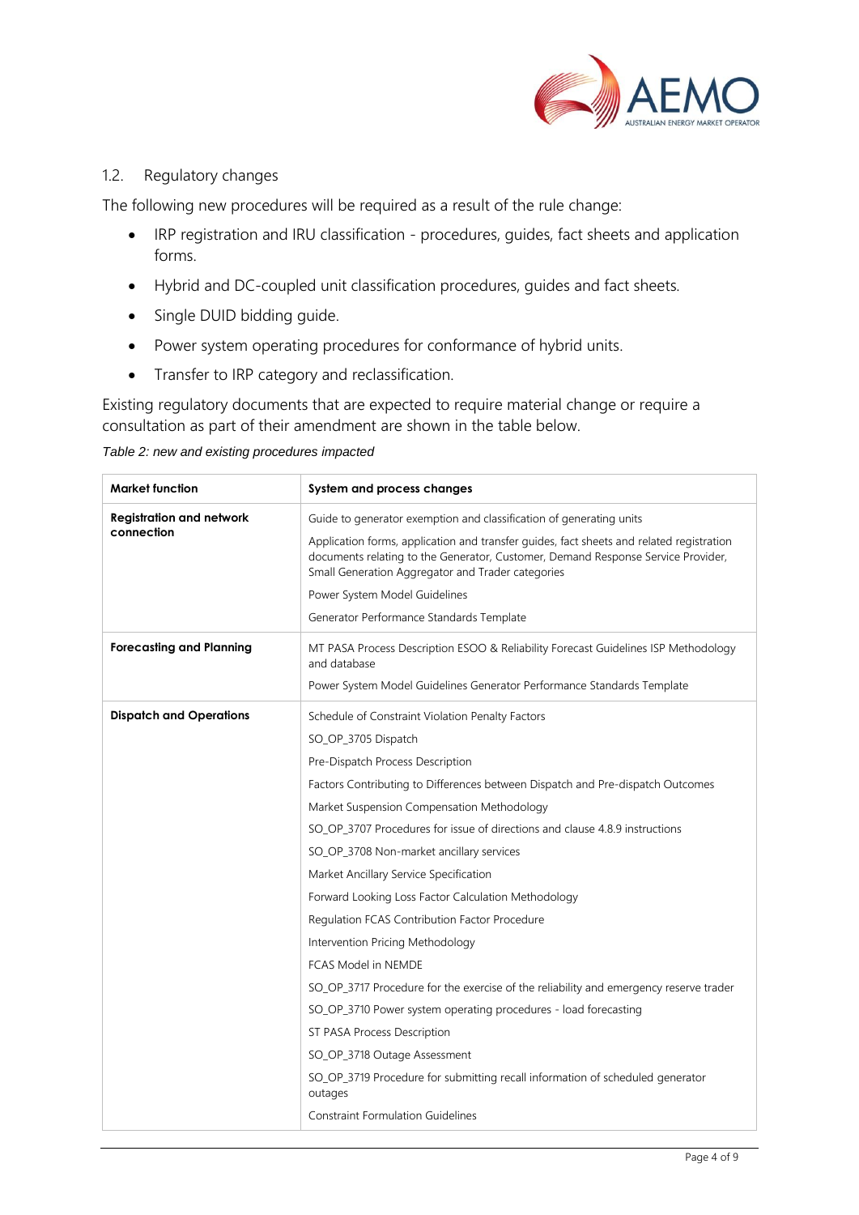## 1.2. Regulatory changes

The following new procedures will be required as a result of the rule change:

- IRP registration and IRU classification - procedures, guides, fact sheets and application forms.
- Hybrid and DC-coupled unit classification procedures, guides and fact sheets.
- Single DUID bidding guide.
- Power system operating procedures for conformance of hybrid units.
- Transfer to IRP category and reclassification.

Existing regulatory documents that are expected to require material change or require a consultation as part of their amendment are shown in the table below.

*Table 2: new and existing procedures impacted*

| Market function | System and process changes |
|---|---|
| **Registration and network connection** | Guide to generator exemption and classification of generating units<br>Application forms, application and transfer guides, fact sheets and related registration documents relating to the Generator, Customer, Demand Response Service Provider, Small Generation Aggregator and Trader categories<br>Power System Model Guidelines<br>Generator Performance Standards Template |
| **Forecasting and Planning** | MT PASA Process Description ESOO & Reliability Forecast Guidelines ISP Methodology and database<br>Power System Model Guidelines Generator Performance Standards Template |
| **Dispatch and Operations** | Schedule of Constraint Violation Penalty Factors<br>SO_OP_3705 Dispatch<br>Pre-Dispatch Process Description<br>Factors Contributing to Differences between Dispatch and Pre-dispatch Outcomes<br>Market Suspension Compensation Methodology<br>SO_OP_3707 Procedures for issue of directions and clause 4.8.9 instructions<br>SO_OP_3708 Non-market ancillary services<br>Market Ancillary Service Specification<br>Forward Looking Loss Factor Calculation Methodology<br>Regulation FCAS Contribution Factor Procedure<br>Intervention Pricing Methodology<br>FCAS Model in NEMDE<br>SO_OP_3717 Procedure for the exercise of the reliability and emergency reserve trader<br>SO_OP_3710 Power system operating procedures - load forecasting<br>ST PASA Process Description<br>SO_OP_3718 Outage Assessment<br>SO_OP_3719 Procedure for submitting recall information of scheduled generator outages<br>Constraint Formulation Guidelines |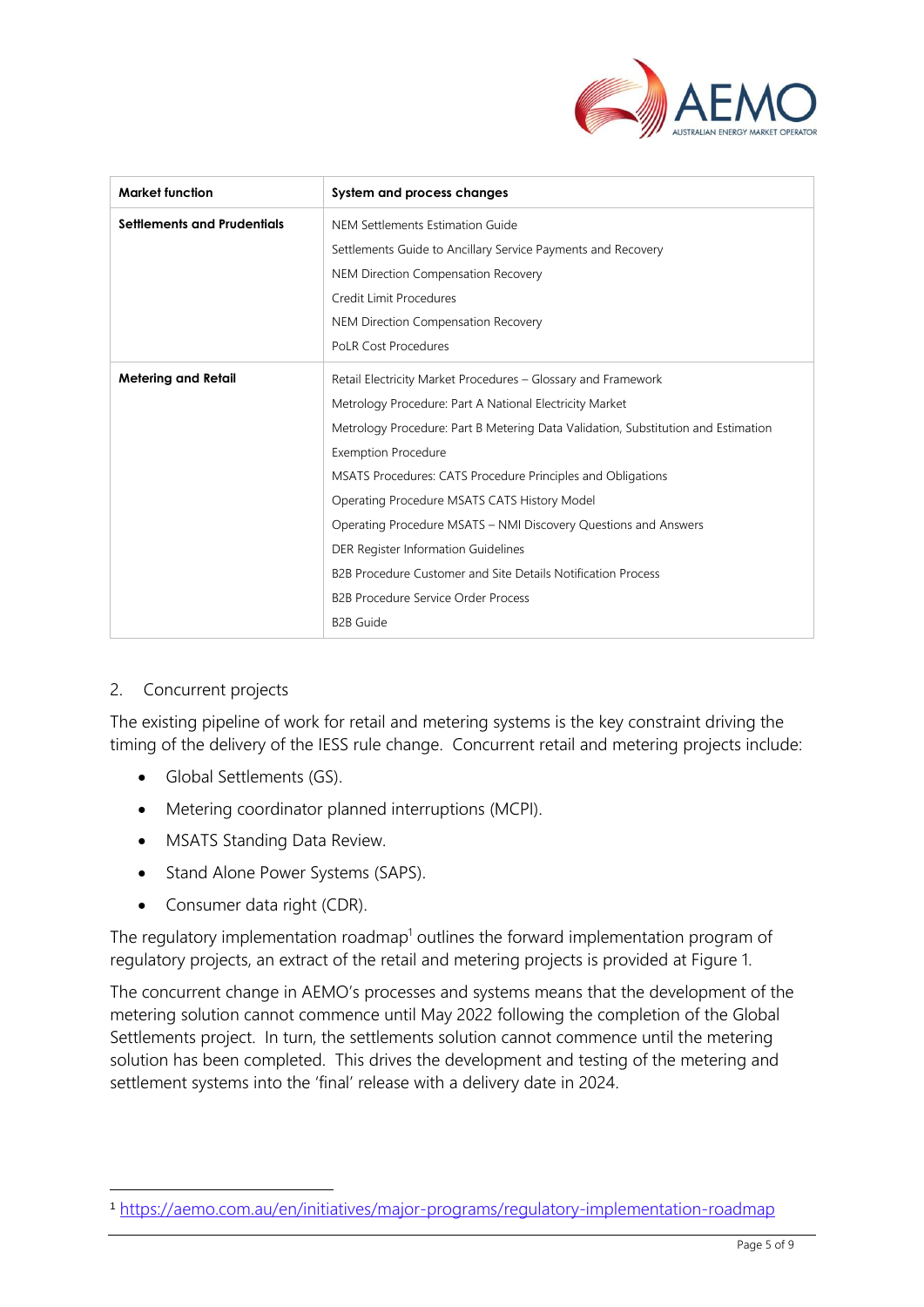| Market function | System and process changes |
|---|---|
| **Settlements and Prudentials** | NEM Settlements Estimation Guide<br>Settlements Guide to Ancillary Service Payments and Recovery<br>NEM Direction Compensation Recovery<br>Credit Limit Procedures<br>NEM Direction Compensation Recovery<br>PoLR Cost Procedures |
| **Metering and Retail** | Retail Electricity Market Procedures – Glossary and Framework<br>Metrology Procedure: Part A National Electricity Market<br>Metrology Procedure: Part B Metering Data Validation, Substitution and Estimation<br>Exemption Procedure<br>MSATS Procedures: CATS Procedure Principles and Obligations<br>Operating Procedure MSATS CATS History Model<br>Operating Procedure MSATS – NMI Discovery Questions and Answers<br>DER Register Information Guidelines<br>B2B Procedure Customer and Site Details Notification Process<br>B2B Procedure Service Order Process<br>B2B Guide |

## 2. Concurrent projects

The existing pipeline of work for retail and metering systems is the key constraint driving the timing of the delivery of the IESS rule change. Concurrent retail and metering projects include:

- Global Settlements (GS).
- Metering coordinator planned interruptions (MCPI).
- MSATS Standing Data Review.
- Stand Alone Power Systems (SAPS).
- Consumer data right (CDR).

The regulatory implementation roadmap[1] outlines the forward implementation program of regulatory projects, an extract of the retail and metering projects is provided at Figure 1.

The concurrent change in AEMO's processes and systems means that the development of the metering solution cannot commence until May 2022 following the completion of the Global Settlements project. In turn, the settlements solution cannot commence until the metering solution has been completed. This drives the development and testing of the metering and settlement systems into the 'final' release with a delivery date in 2024.

---

[1] https://aemo.com.au/en/initiatives/major-programs/regulatory-implementation-roadmap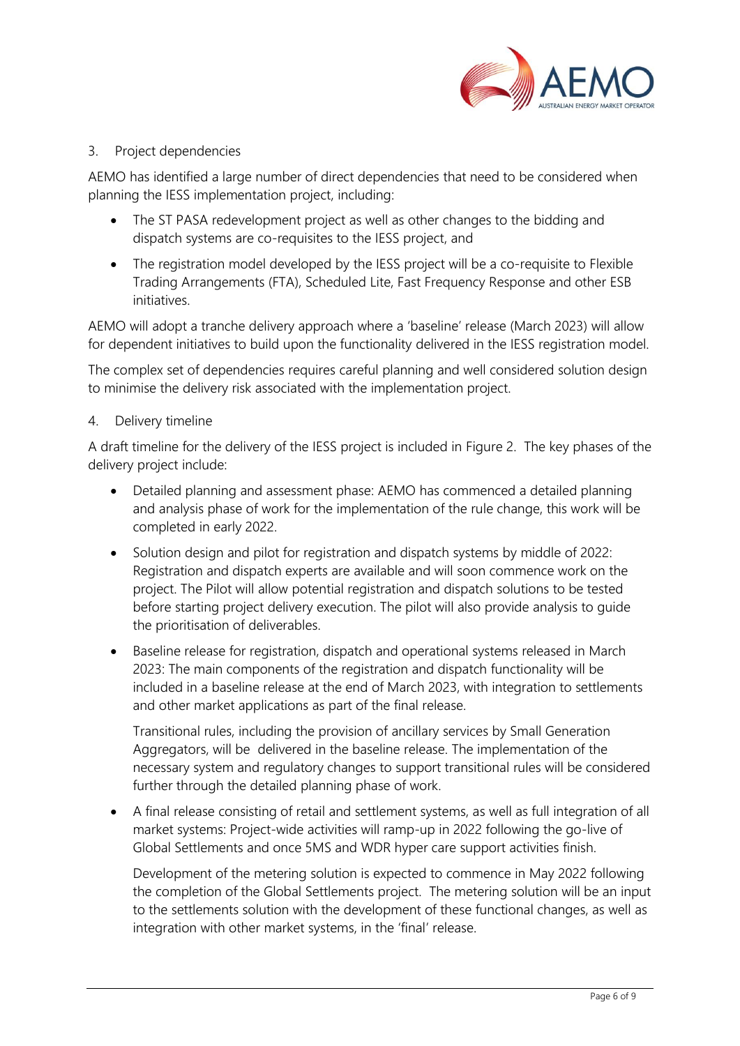## 3. Project dependencies

AEMO has identified a large number of direct dependencies that need to be considered when planning the IESS implementation project, including:

- The ST PASA redevelopment project as well as other changes to the bidding and dispatch systems are co-requisites to the IESS project, and
- The registration model developed by the IESS project will be a co-requisite to Flexible Trading Arrangements (FTA), Scheduled Lite, Fast Frequency Response and other ESB initiatives.

AEMO will adopt a tranche delivery approach where a 'baseline' release (March 2023) will allow for dependent initiatives to build upon the functionality delivered in the IESS registration model.

The complex set of dependencies requires careful planning and well considered solution design to minimise the delivery risk associated with the implementation project.

## 4. Delivery timeline

A draft timeline for the delivery of the IESS project is included in Figure 2. The key phases of the delivery project include:

- Detailed planning and assessment phase: AEMO has commenced a detailed planning and analysis phase of work for the implementation of the rule change, this work will be completed in early 2022.
- Solution design and pilot for registration and dispatch systems by middle of 2022: Registration and dispatch experts are available and will soon commence work on the project. The Pilot will allow potential registration and dispatch solutions to be tested before starting project delivery execution. The pilot will also provide analysis to guide the prioritisation of deliverables.
- Baseline release for registration, dispatch and operational systems released in March 2023: The main components of the registration and dispatch functionality will be included in a baseline release at the end of March 2023, with integration to settlements and other market applications as part of the final release.

  Transitional rules, including the provision of ancillary services by Small Generation Aggregators, will be delivered in the baseline release. The implementation of the necessary system and regulatory changes to support transitional rules will be considered further through the detailed planning phase of work.
- A final release consisting of retail and settlement systems, as well as full integration of all market systems: Project-wide activities will ramp-up in 2022 following the go-live of Global Settlements and once 5MS and WDR hyper care support activities finish.

  Development of the metering solution is expected to commence in May 2022 following the completion of the Global Settlements project. The metering solution will be an input to the settlements solution with the development of these functional changes, as well as integration with other market systems, in the 'final' release.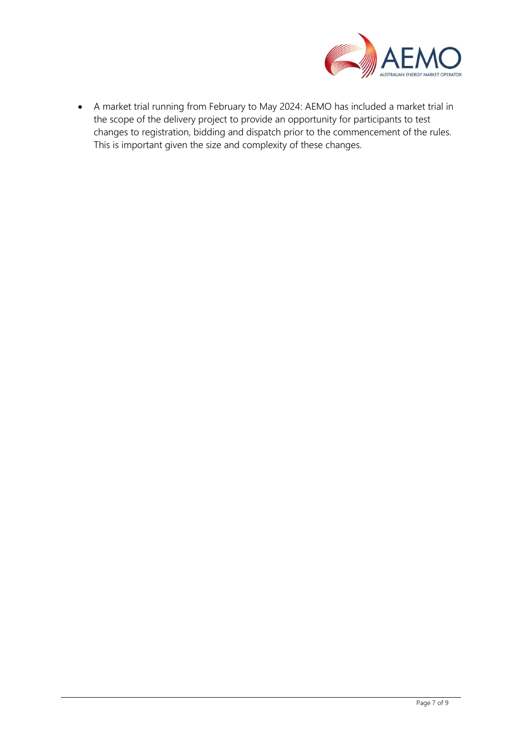- A market trial running from February to May 2024: AEMO has included a market trial in the scope of the delivery project to provide an opportunity for participants to test changes to registration, bidding and dispatch prior to the commencement of the rules. This is important given the size and complexity of these changes.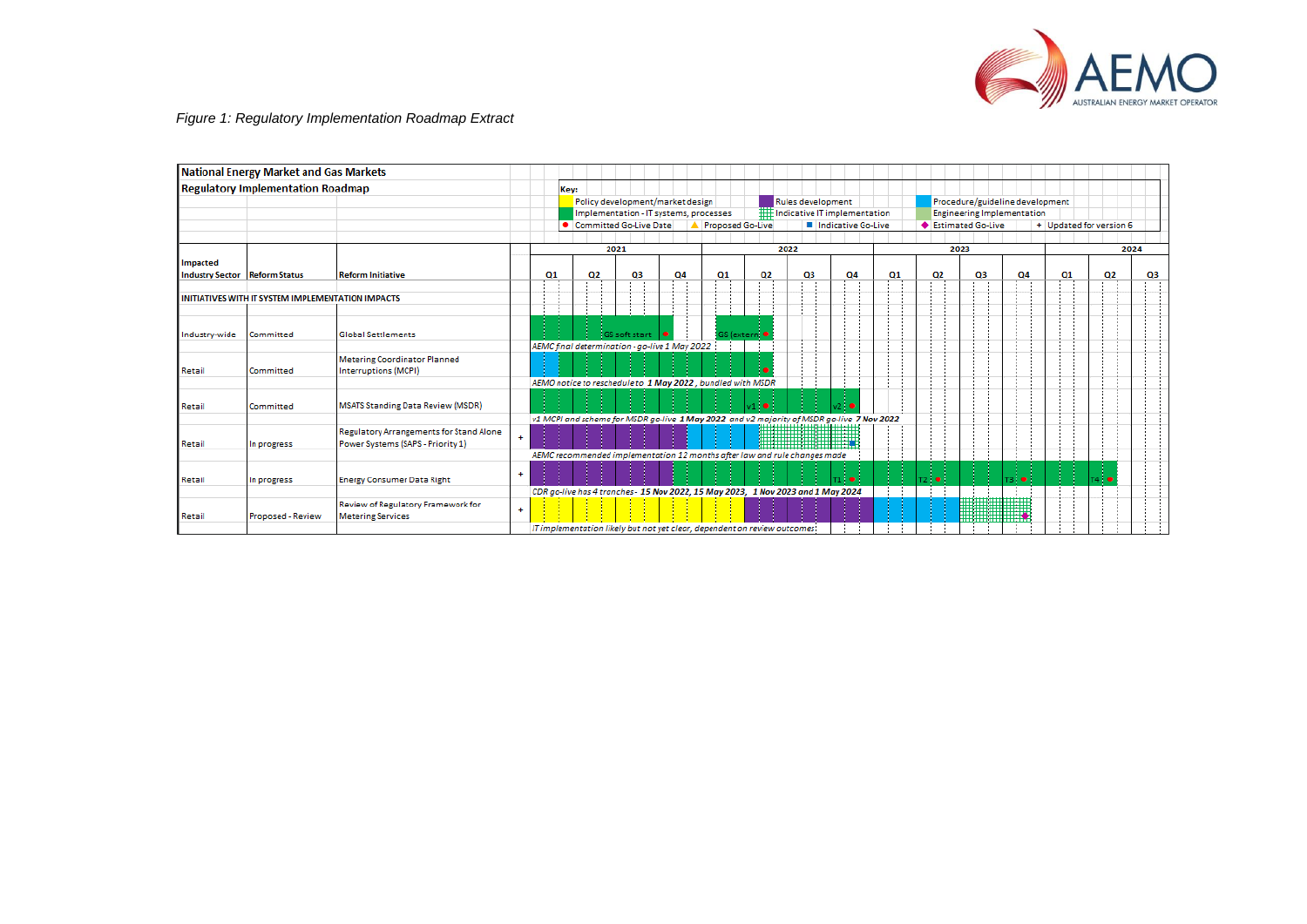*Figure 1: Regulatory Implementation Roadmap Extract*

**National Energy Market and Gas Markets**
**Regulatory Implementation Roadmap**

**Key:**
- Policy development/market design
- Rules development
- Procedure/guideline development
- Implementation - IT systems, processes
- Indicative IT implementation
- Engineering Implementation
- ● Committed Go-Live Date
- ▲ Proposed Go-Live
- ■ Indicative Go-Live
- ◆ Estimated Go-Live
- + Updated for version 6

| Impacted Industry Sector | Reform Status | Reform Initiative | | 2021 Q1 | 2021 Q2 | 2021 Q3 | 2021 Q4 | 2022 Q1 | 2022 Q2 | 2022 Q3 | 2022 Q4 | 2023 Q1 | 2023 Q2 | 2023 Q3 | 2023 Q4 | 2024 Q1 | 2024 Q2 | 2024 Q3 |
|---|---|---|---|---|---|---|---|---|---|---|---|---|---|---|---|---|---|---|
| **INITIATIVES WITH IT SYSTEM IMPLEMENTATION IMPACTS** | | | | | | | | | | | | | | | | | | |
| Industry-wide | Committed | Global Settlements | | | | GS soft start ● | | GS (extern ● | | | | | | | | | | |
| | | | | *AEMC final determination - go-live 1 May 2022* | | | | | | | | | | | | | | |
| Retail | Committed | Metering Coordinator Planned Interruptions (MCPI) | | | | | | | ● | | | | | | | | | |
| | | | | *AEMO notice to reschedule to **1 May 2022**, bundled with MSDR* | | | | | | | | | | | | | | |
| Retail | Committed | MSATS Standing Data Review (MSDR) | | | | | | | v1 ● | | v2 ● | | | | | | | |
| | | | | *v1 MCPI and scheme for MSDR go-live **1 May 2022** and v2 majority of MSDR go-live **7 Nov 2022*** | | | | | | | | | | | | | | |
| Retail | In progress | Regulatory Arrangements for Stand Alone Power Systems (SAPS - Priority 1) | + | | | | | | | | ■ | | | | | | | |
| | | | | *AEMC recommended implementation 12 months after law and rule changes made* | | | | | | | | | | | | | | |
| Retail | In progress | Energy Consumer Data Right | + | | | | | | | | T1 ● | | T2 ● | | T3 ● | | T4 ● | |
| | | | | *CDR go-live has 4 tranches - **15 Nov 2022, 15 May 2023, 1 Nov 2023 and 1 May 2024*** | | | | | | | | | | | | | | |
| Retail | Proposed - Review | Review of Regulatory Framework for Metering Services | + | | | | | | | | | | | | ◆ | | | |
| | | | | *IT implementation likely but not yet clear, dependent on review outcomes* | | | | | | | | | | | | | | |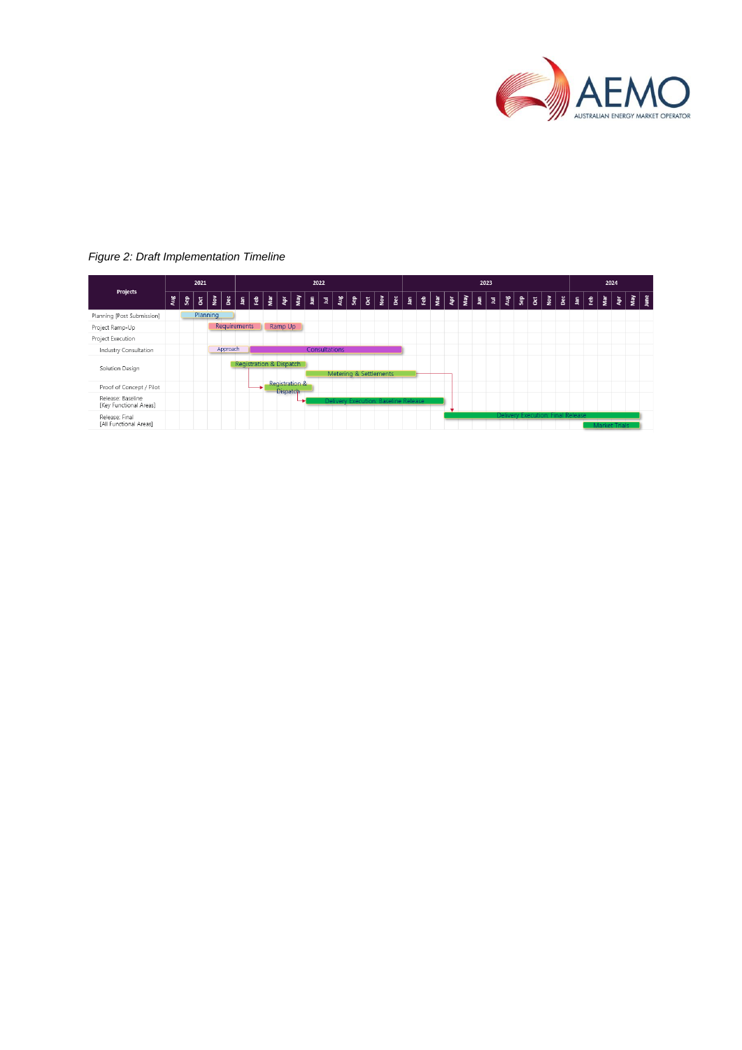*Figure 2: Draft Implementation Timeline*

Projects

2021 2022 2023 2024

Aug Sep Oct Nov Dec Jan Feb Mar Apr May Jun Jul Aug Sep Oct Nov Dec Jan Feb Mar Apr May Jun Jul Aug Sep Oct Nov Dec Jan Feb Mar Apr May June

Planning [Post Submission] — Planning

Project Ramp-Up — Requirements, Ramp Up

Project Execution

Industry Consultation — Approach, Consultations

Solution Design — Registration & Dispatch, Metering & Settlements

Proof of Concept / Pilot — Registration & Dispatch

Release: Baseline [Key Functional Areas] — Delivery Execution: Baseline Release

Release: Final [All Functional Areas] — Delivery Execution: Final Release, Market Trials